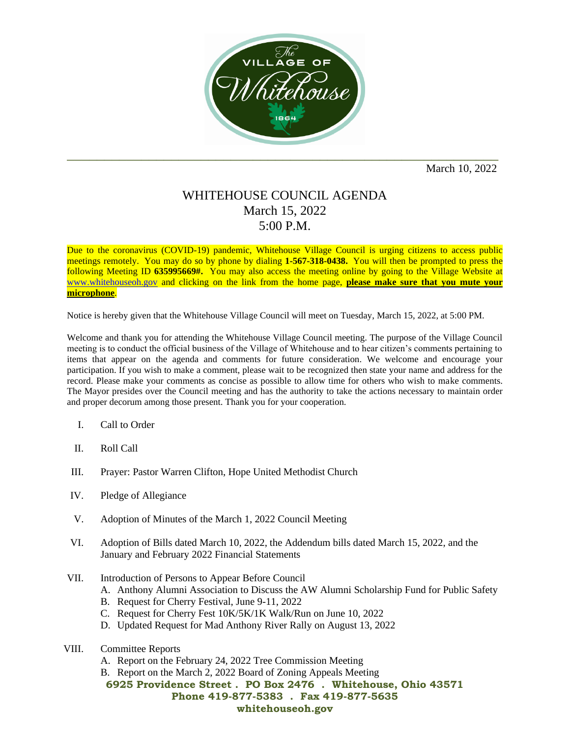March 10, 2022

# WHITEHOUSE COUNCIL AGENDA
## March 15, 2022
## 5:00 P.M.

Due to the coronavirus (COVID-19) pandemic, Whitehouse Village Council is urging citizens to access public meetings remotely. You may do so by phone by dialing **1-567-318-0438.** You will then be prompted to press the following Meeting ID **635995669#.** You may also access the meeting online by going to the Village Website at www.whitehouseoh.gov and clicking on the link from the home page, **please make sure that you mute your microphone**.

Notice is hereby given that the Whitehouse Village Council will meet on Tuesday, March 15, 2022, at 5:00 PM.

Welcome and thank you for attending the Whitehouse Village Council meeting. The purpose of the Village Council meeting is to conduct the official business of the Village of Whitehouse and to hear citizen's comments pertaining to items that appear on the agenda and comments for future consideration. We welcome and encourage your participation. If you wish to make a comment, please wait to be recognized then state your name and address for the record. Please make your comments as concise as possible to allow time for others who wish to make comments. The Mayor presides over the Council meeting and has the authority to take the actions necessary to maintain order and proper decorum among those present. Thank you for your cooperation.

I. Call to Order

II. Roll Call

III. Prayer: Pastor Warren Clifton, Hope United Methodist Church

IV. Pledge of Allegiance

V. Adoption of Minutes of the March 1, 2022 Council Meeting

VI. Adoption of Bills dated March 10, 2022, the Addendum bills dated March 15, 2022, and the January and February 2022 Financial Statements

VII. Introduction of Persons to Appear Before Council
   - A. Anthony Alumni Association to Discuss the AW Alumni Scholarship Fund for Public Safety
   - B. Request for Cherry Festival, June 9-11, 2022
   - C. Request for Cherry Fest 10K/5K/1K Walk/Run on June 10, 2022
   - D. Updated Request for Mad Anthony River Rally on August 13, 2022

VIII. Committee Reports
   - A. Report on the February 24, 2022 Tree Commission Meeting
   - B. Report on the March 2, 2022 Board of Zoning Appeals Meeting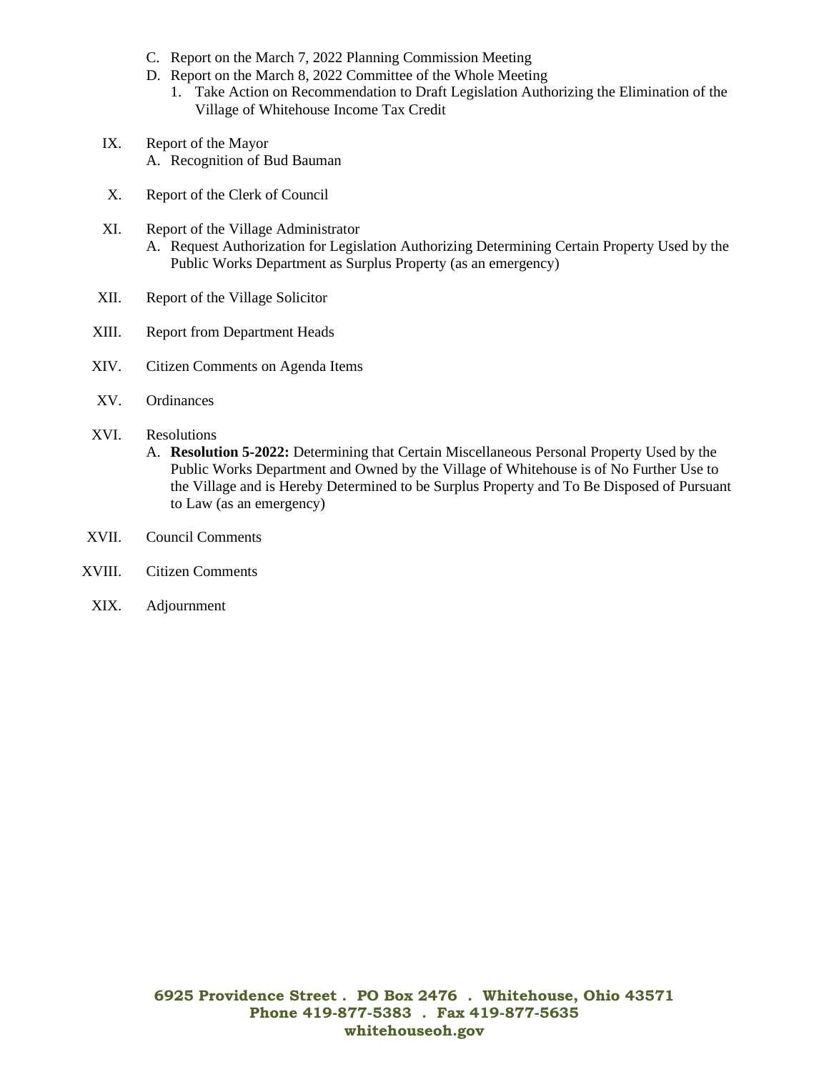C. Report on the March 7, 2022 Planning Commission Meeting
D. Report on the March 8, 2022 Committee of the Whole Meeting
   1. Take Action on Recommendation to Draft Legislation Authorizing the Elimination of the Village of Whitehouse Income Tax Credit

IX. Report of the Mayor
   A. Recognition of Bud Bauman

X. Report of the Clerk of Council

XI. Report of the Village Administrator
   A. Request Authorization for Legislation Authorizing Determining Certain Property Used by the Public Works Department as Surplus Property (as an emergency)

XII. Report of the Village Solicitor

XIII. Report from Department Heads

XIV. Citizen Comments on Agenda Items

XV. Ordinances

XVI. Resolutions
   A. **Resolution 5-2022:** Determining that Certain Miscellaneous Personal Property Used by the Public Works Department and Owned by the Village of Whitehouse is of No Further Use to the Village and is Hereby Determined to be Surplus Property and To Be Disposed of Pursuant to Law (as an emergency)

XVII. Council Comments

XVIII. Citizen Comments

XIX. Adjournment

**6925 Providence Street . PO Box 2476 . Whitehouse, Ohio 43571**
**Phone 419-877-5383 . Fax 419-877-5635**
**whitehouseoh.gov**